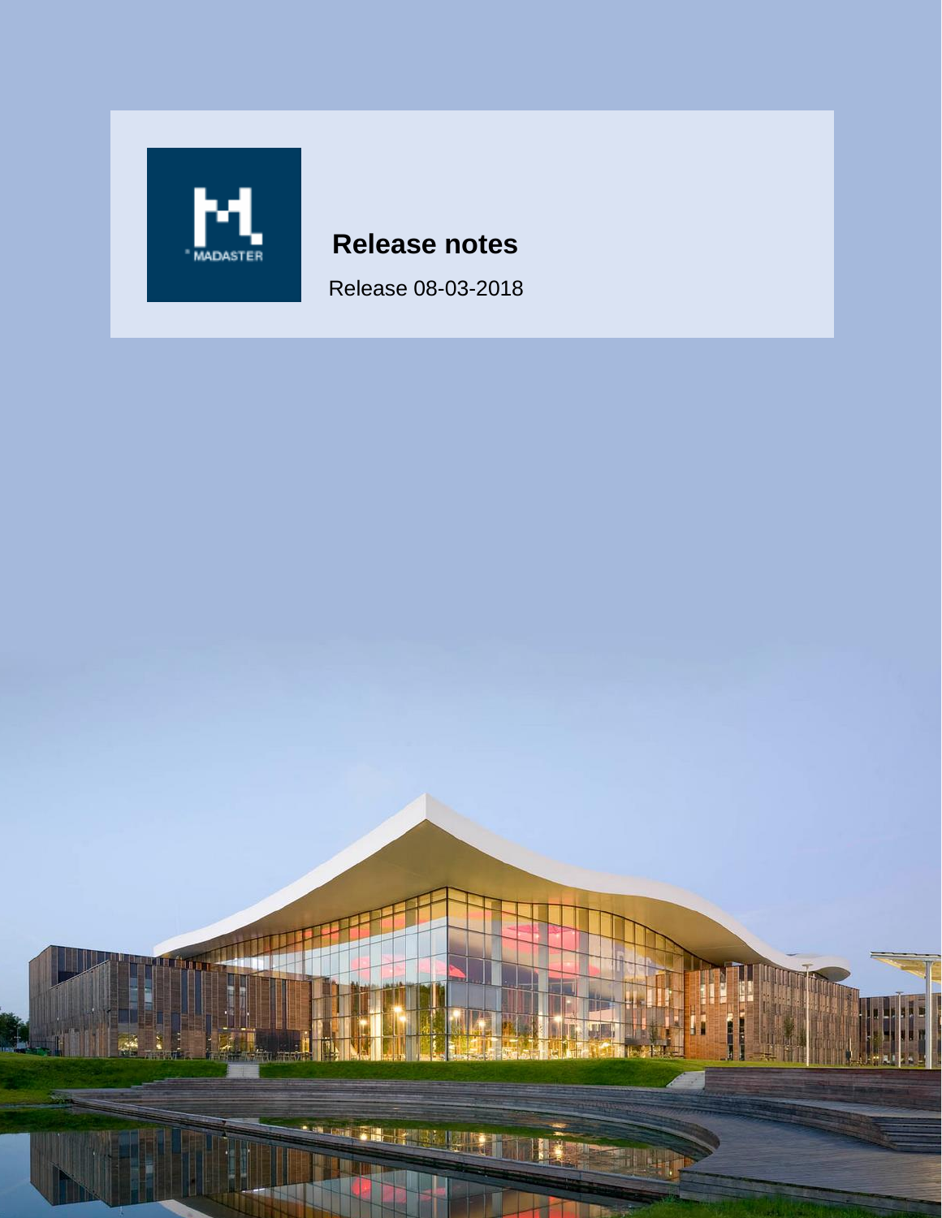# Release notes

Release 08-03-2018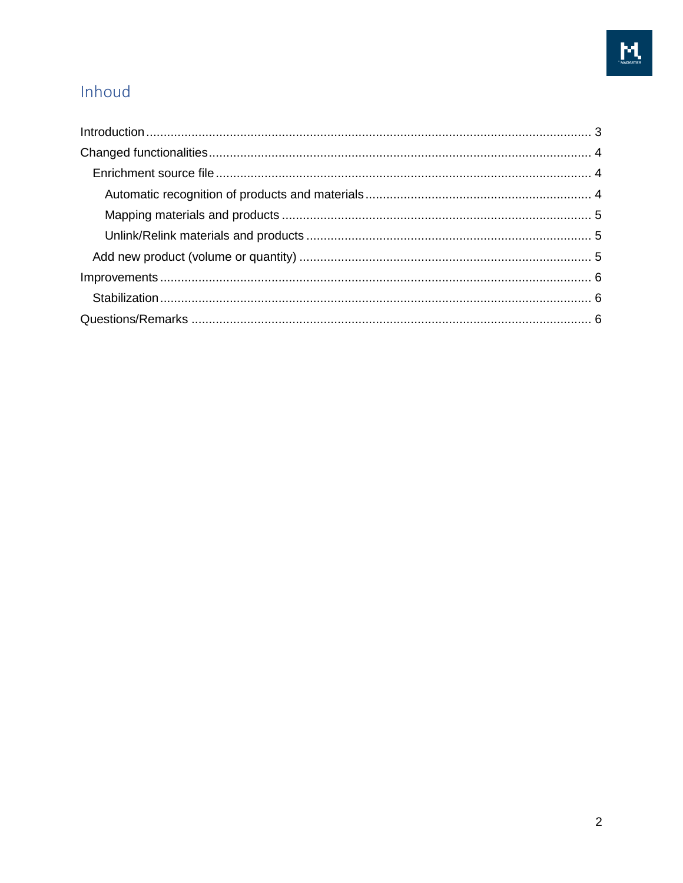# Inhoud

- Introduction ........ 3
- Changed functionalities ........ 4
  - Enrichment source file ........ 4
    - Automatic recognition of products and materials ........ 4
    - Mapping materials and products ........ 5
    - Unlink/Relink materials and products ........ 5
  - Add new product (volume or quantity) ........ 5
- Improvements ........ 6
  - Stabilization ........ 6
- Questions/Remarks ........ 6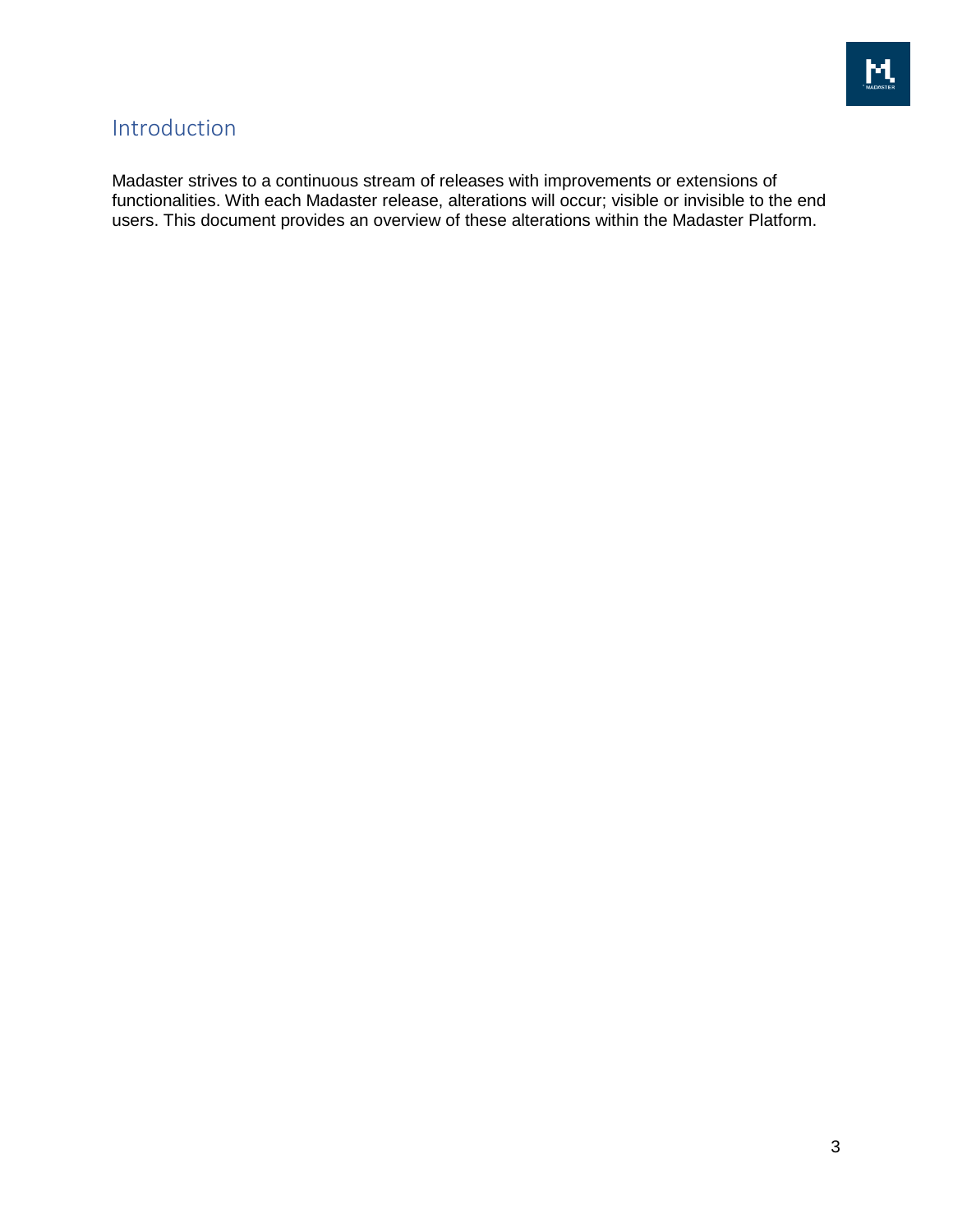# Introduction

Madaster strives to a continuous stream of releases with improvements or extensions of functionalities. With each Madaster release, alterations will occur; visible or invisible to the end users. This document provides an overview of these alterations within the Madaster Platform.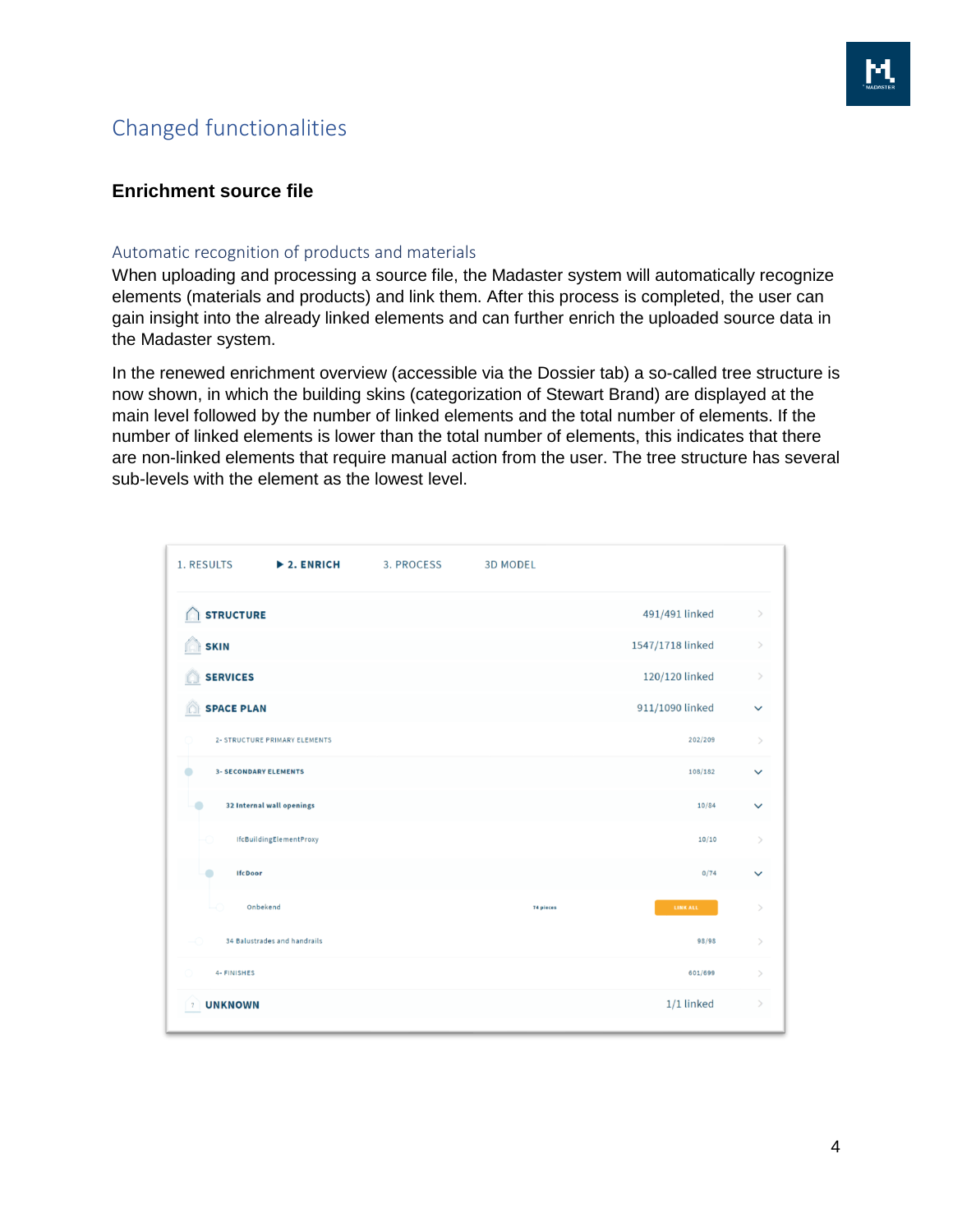## Changed functionalities

### Enrichment source file

#### Automatic recognition of products and materials

When uploading and processing a source file, the Madaster system will automatically recognize elements (materials and products) and link them. After this process is completed, the user can gain insight into the already linked elements and can further enrich the uploaded source data in the Madaster system.

In the renewed enrichment overview (accessible via the Dossier tab) a so-called tree structure is now shown, in which the building skins (categorization of Stewart Brand) are displayed at the main level followed by the number of linked elements and the total number of elements. If the number of linked elements is lower than the total number of elements, this indicates that there are non-linked elements that require manual action from the user. The tree structure has several sub-levels with the element as the lowest level.

1. RESULTS ▶ 2. ENRICH 3. PROCESS 3D MODEL

| Element | | Linked |
|---|---|---|
| STRUCTURE | | 491/491 linked |
| SKIN | | 1547/1718 linked |
| SERVICES | | 120/120 linked |
| SPACE PLAN | | 911/1090 linked |
| 2- STRUCTURE PRIMARY ELEMENTS | | 202/209 |
| 3- SECONDARY ELEMENTS | | 108/182 |
| 32 Internal wall openings | | 10/84 |
| IfcBuildingElementProxy | | 10/10 |
| IfcDoor | | 0/74 |
| Onbekend | 74 pieces | LINK ALL |
| 34 Balustrades and handrails | | 98/98 |
| 4- FINISHES | | 601/699 |
| UNKNOWN | | 1/1 linked |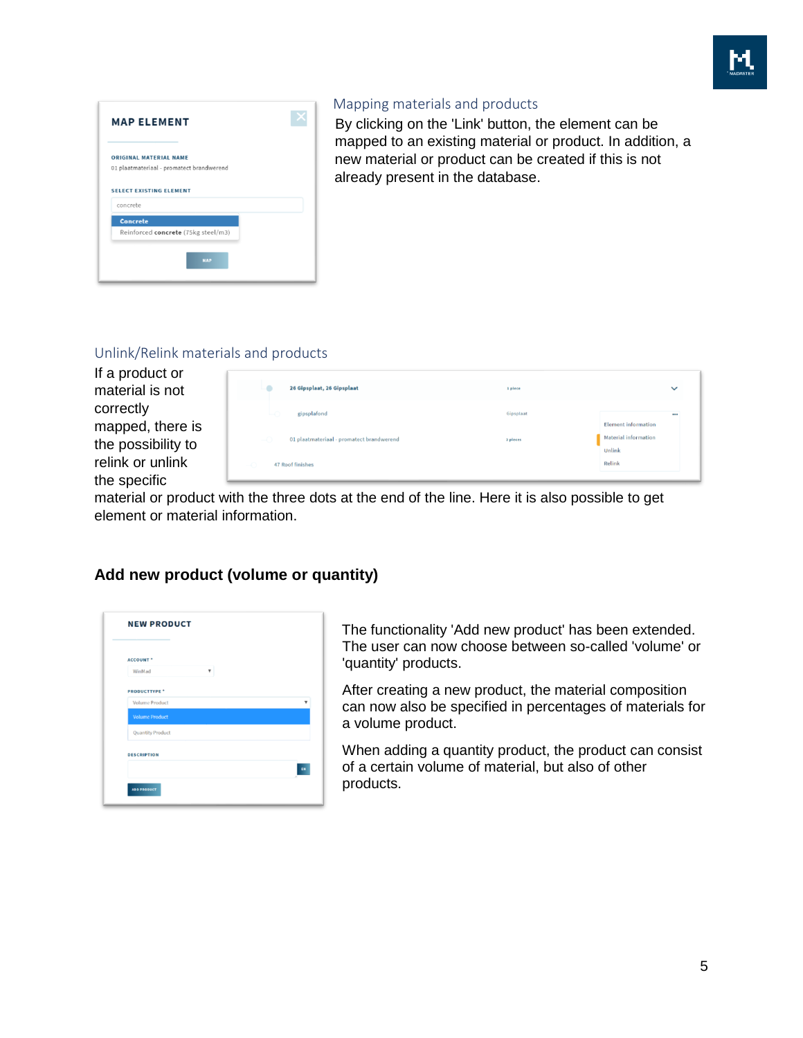## Mapping materials and products

By clicking on the 'Link' button, the element can be mapped to an existing material or product. In addition, a new material or product can be created if this is not already present in the database.

## Unlink/Relink materials and products

If a product or material is not correctly mapped, there is the possibility to relink or unlink the specific material or product with the three dots at the end of the line. Here it is also possible to get element or material information.

### Add new product (volume or quantity)

The functionality 'Add new product' has been extended. The user can now choose between so-called 'volume' or 'quantity' products.

After creating a new product, the material composition can now also be specified in percentages of materials for a volume product.

When adding a quantity product, the product can consist of a certain volume of material, but also of other products.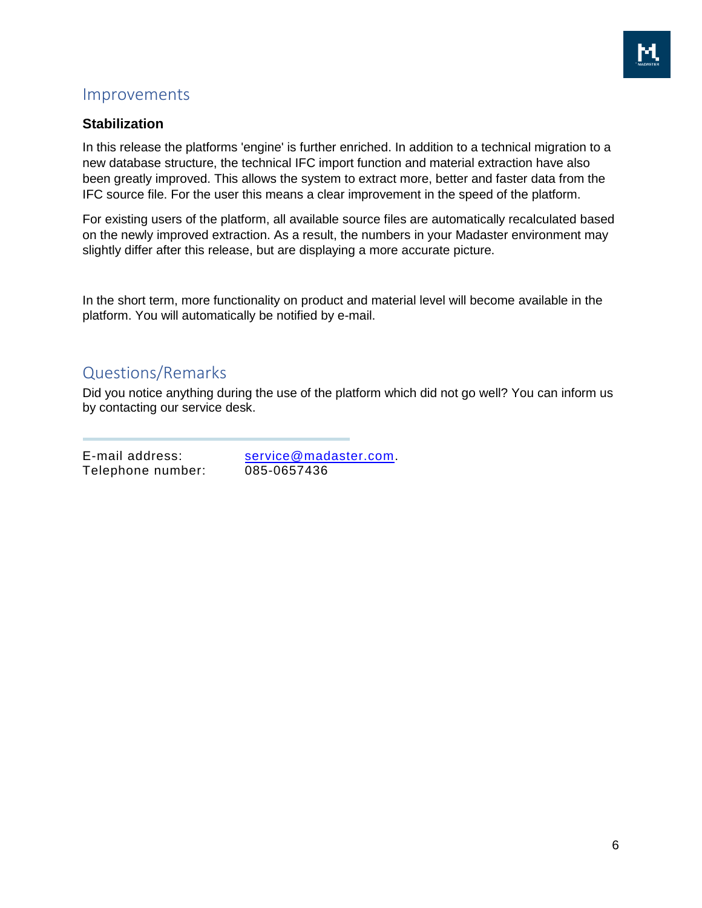## Improvements

### Stabilization

In this release the platforms 'engine' is further enriched. In addition to a technical migration to a new database structure, the technical IFC import function and material extraction have also been greatly improved. This allows the system to extract more, better and faster data from the IFC source file. For the user this means a clear improvement in the speed of the platform.

For existing users of the platform, all available source files are automatically recalculated based on the newly improved extraction. As a result, the numbers in your Madaster environment may slightly differ after this release, but are displaying a more accurate picture.

In the short term, more functionality on product and material level will become available in the platform. You will automatically be notified by e-mail.

## Questions/Remarks

Did you notice anything during the use of the platform which did not go well? You can inform us by contacting our service desk.

| | |
|---|---|
| E-mail address: | service@madaster.com. |
| Telephone number: | 085-0657436 |